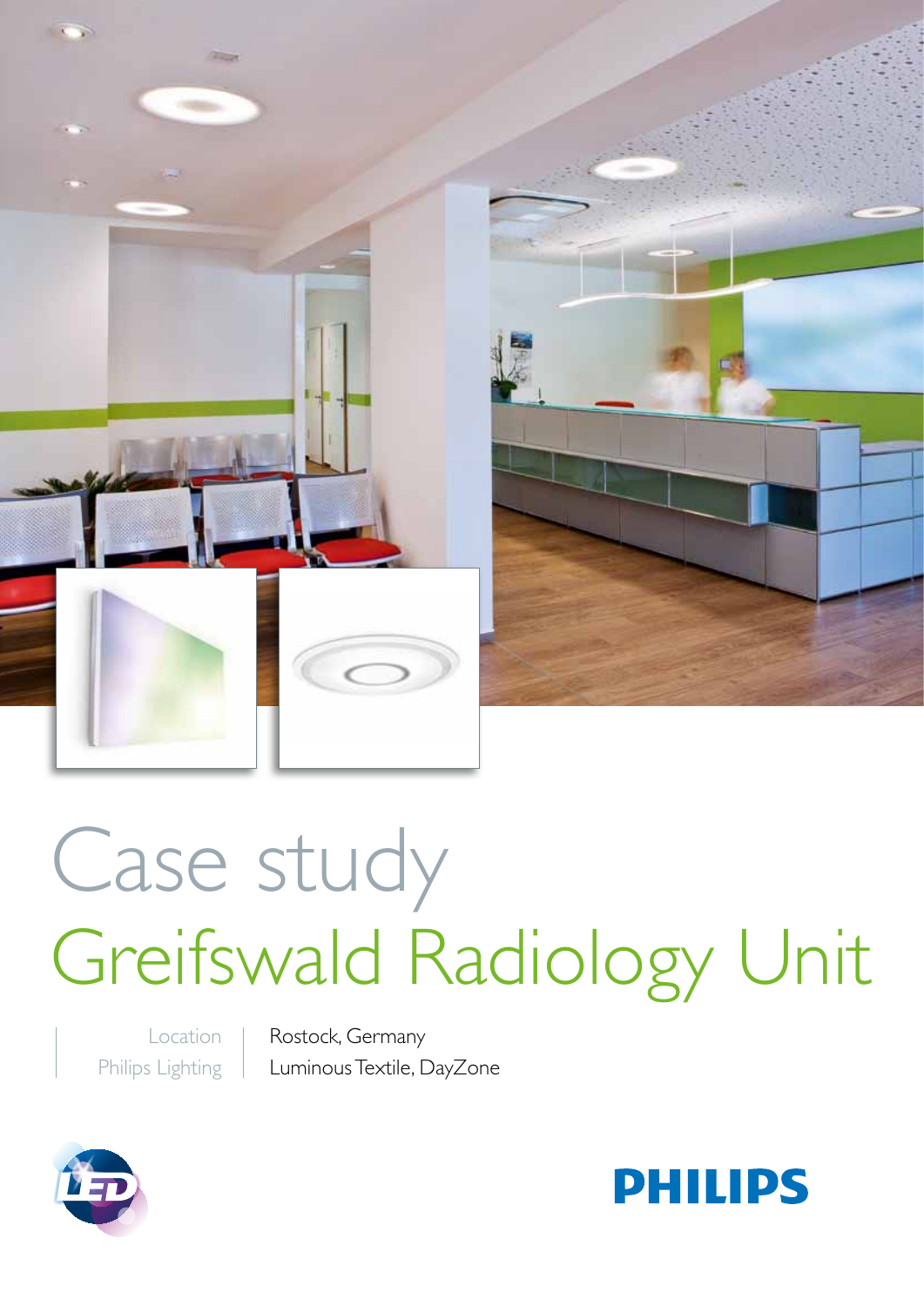# Case study

# Greifswald Radiology Unit

| Location | Rostock, Germany |
| --- | --- |
| Philips Lighting | Luminous Textile, DayZone |

PHILIPS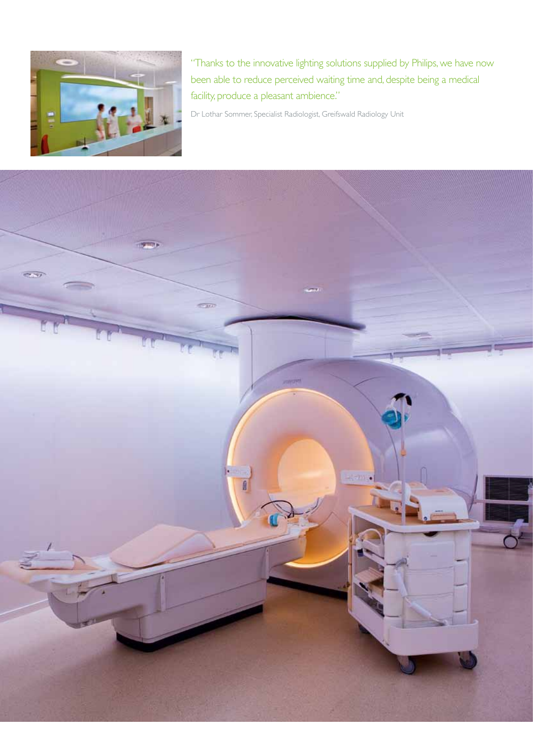"Thanks to the innovative lighting solutions supplied by Philips, we have now been able to reduce perceived waiting time and, despite being a medical facility, produce a pleasant ambience."

Dr Lothar Sommer, Specialist Radiologist, Greifswald Radiology Unit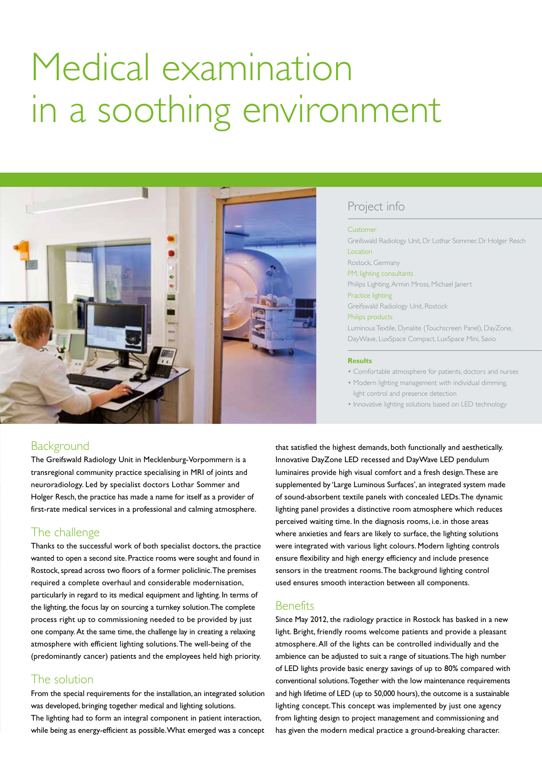# Medical examination in a soothing environment

## Project info

Customer
Greifswald Radiology Unit, Dr Lothar Sommer, Dr Holger Resch

Location
Rostock, Germany

PM, lighting consultants
Philips Lighting, Armin Mross, Michael Janert

Practice lighting
Greifswald Radiology Unit, Rostock

Philips products
Luminous Textile, Dynalite (Touchscreen Panel), DayZone, DayWave, LuxSpace Compact, LuxSpace Mini, Savio

**Results**

- Comfortable atmosphere for patients, doctors and nurses
- Modern lighting management with individual dimming, light control and presence detection
- Innovative lighting solutions based on LED technology

## Background

The Greifswald Radiology Unit in Mecklenburg-Vorpommern is a transregional community practice specialising in MRI of joints and neuroradiology. Led by specialist doctors Lothar Sommer and Holger Resch, the practice has made a name for itself as a provider of first-rate medical services in a professional and calming atmosphere.

## The challenge

Thanks to the successful work of both specialist doctors, the practice wanted to open a second site. Practice rooms were sought and found in Rostock, spread across two floors of a former policlinic. The premises required a complete overhaul and considerable modernisation, particularly in regard to its medical equipment and lighting. In terms of the lighting, the focus lay on sourcing a turnkey solution. The complete process right up to commissioning needed to be provided by just one company. At the same time, the challenge lay in creating a relaxing atmosphere with efficient lighting solutions. The well-being of the (predominantly cancer) patients and the employees held high priority.

## The solution

From the special requirements for the installation, an integrated solution was developed, bringing together medical and lighting solutions. The lighting had to form an integral component in patient interaction, while being as energy-efficient as possible. What emerged was a concept that satisfied the highest demands, both functionally and aesthetically. Innovative DayZone LED recessed and DayWave LED pendulum luminaires provide high visual comfort and a fresh design. These are supplemented by 'Large Luminous Surfaces', an integrated system made of sound-absorbent textile panels with concealed LEDs. The dynamic lighting panel provides a distinctive room atmosphere which reduces perceived waiting time. In the diagnosis rooms, i.e. in those areas where anxieties and fears are likely to surface, the lighting solutions were integrated with various light colours. Modern lighting controls ensure flexibility and high energy efficiency and include presence sensors in the treatment rooms. The background lighting control used ensures smooth interaction between all components.

## Benefits

Since May 2012, the radiology practice in Rostock has basked in a new light. Bright, friendly rooms welcome patients and provide a pleasant atmosphere. All of the lights can be controlled individually and the ambience can be adjusted to suit a range of situations. The high number of LED lights provide basic energy savings of up to 80% compared with conventional solutions. Together with the low maintenance requirements and high lifetime of LED (up to 50,000 hours), the outcome is a sustainable lighting concept. This concept was implemented by just one agency from lighting design to project management and commissioning and has given the modern medical practice a ground-breaking character.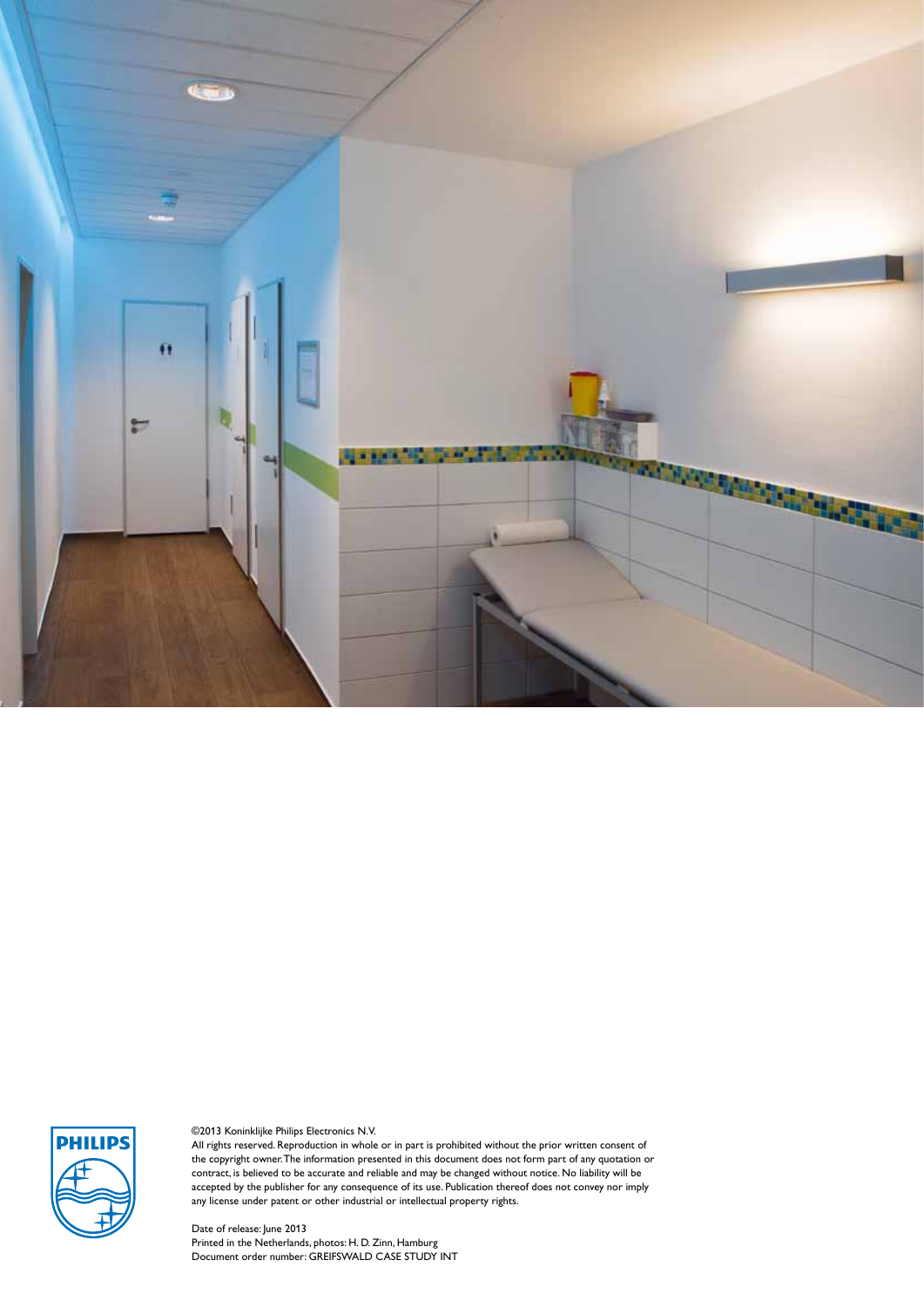©2013 Koninklijke Philips Electronics N.V.
All rights reserved. Reproduction in whole or in part is prohibited without the prior written consent of the copyright owner. The information presented in this document does not form part of any quotation or contract, is believed to be accurate and reliable and may be changed without notice. No liability will be accepted by the publisher for any consequence of its use. Publication thereof does not convey nor imply any license under patent or other industrial or intellectual property rights.

Date of release: June 2013
Printed in the Netherlands, photos: H. D. Zinn, Hamburg
Document order number: GREIFSWALD CASE STUDY INT